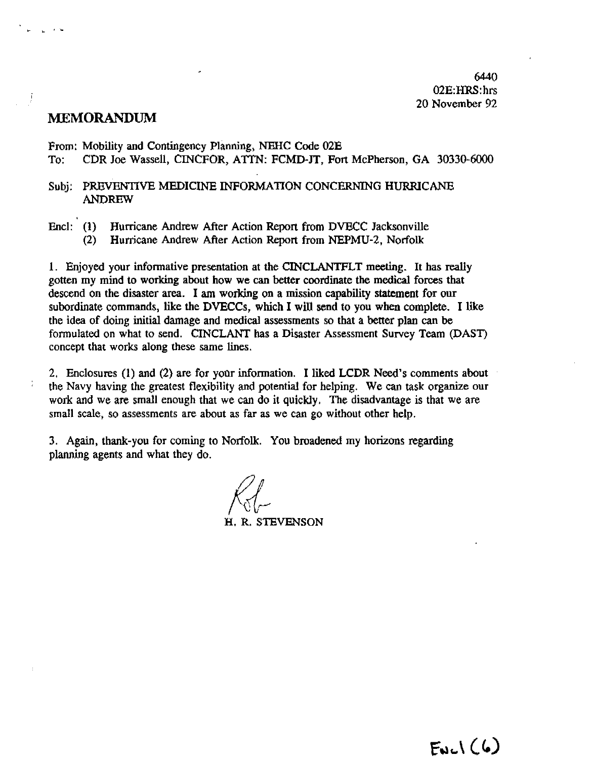6440
02E:HRS:hrs
20 November 92

# MEMORANDUM

From: Mobility and Contingency Planning, NEHC Code 02E
To: CDR Joe Wassell, CINCFOR, ATTN: FCMD-JT, Fort McPherson, GA 30330-6000

Subj: PREVENTIVE MEDICINE INFORMATION CONCERNING HURRICANE ANDREW

Encl: (1) Hurricane Andrew After Action Report from DVECC Jacksonville
(2) Hurricane Andrew After Action Report from NEPMU-2, Norfolk

1. Enjoyed your informative presentation at the CINCLANTFLT meeting. It has really gotten my mind to working about how we can better coordinate the medical forces that descend on the disaster area. I am working on a mission capability statement for our subordinate commands, like the DVECCs, which I will send to you when complete. I like the idea of doing initial damage and medical assessments so that a better plan can be formulated on what to send. CINCLANT has a Disaster Assessment Survey Team (DAST) concept that works along these same lines.

2. Enclosures (1) and (2) are for your information. I liked LCDR Need's comments about the Navy having the greatest flexibility and potential for helping. We can task organize our work and we are small enough that we can do it quickly. The disadvantage is that we are small scale, so assessments are about as far as we can go without other help.

3. Again, thank-you for coming to Norfolk. You broadened my horizons regarding planning agents and what they do.

H. R. STEVENSON

Encl (6)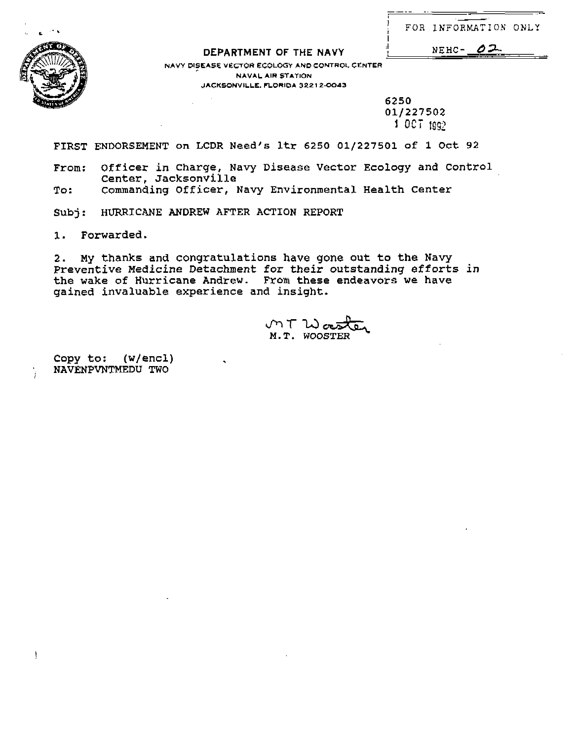FOR INFORMATION ONLY

NEHC- 02

**DEPARTMENT OF THE NAVY**

NAVY DISEASE VECTOR ECOLOGY AND CONTROL CENTER
NAVAL AIR STATION
JACKSONVILLE, FLORIDA 32212-0043

6250
01/227502
1 OCT 1992

FIRST ENDORSEMENT on LCDR Need's ltr 6250 01/227501 of 1 Oct 92

From: Officer in Charge, Navy Disease Vector Ecology and Control Center, Jacksonville
To: Commanding Officer, Navy Environmental Health Center

Subj: HURRICANE ANDREW AFTER ACTION REPORT

1. Forwarded.

2. My thanks and congratulations have gone out to the Navy Preventive Medicine Detachment for their outstanding efforts in the wake of Hurricane Andrew. From these endeavors we have gained invaluable experience and insight.

M.T. WOOSTER

Copy to: (w/encl)
NAVENPVNTMEDU TWO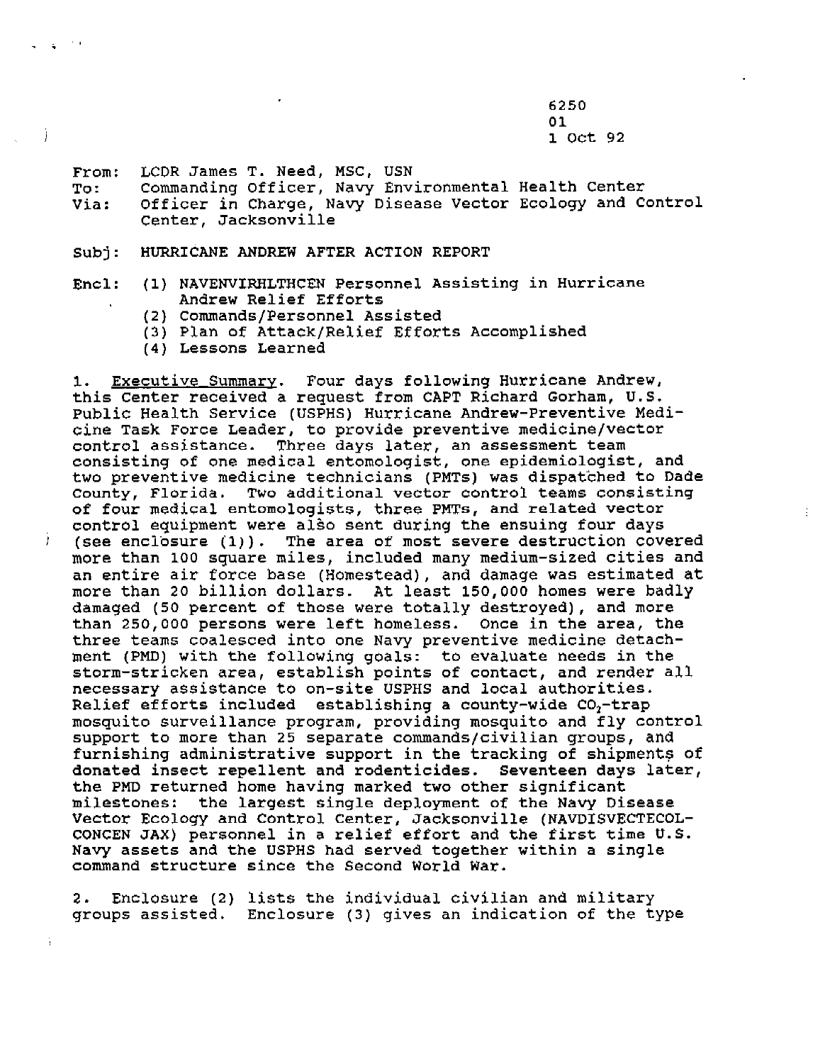6250
01
1 Oct 92

From: LCDR James T. Need, MSC, USN
To: Commanding Officer, Navy Environmental Health Center
Via: Officer in Charge, Navy Disease Vector Ecology and Control Center, Jacksonville

Subj: HURRICANE ANDREW AFTER ACTION REPORT

Encl: (1) NAVENVIRHLTHCEN Personnel Assisting in Hurricane Andrew Relief Efforts
(2) Commands/Personnel Assisted
(3) Plan of Attack/Relief Efforts Accomplished
(4) Lessons Learned

1. Executive Summary. Four days following Hurricane Andrew, this Center received a request from CAPT Richard Gorham, U.S. Public Health Service (USPHS) Hurricane Andrew-Preventive Medicine Task Force Leader, to provide preventive medicine/vector control assistance. Three days later, an assessment team consisting of one medical entomologist, one epidemiologist, and two preventive medicine technicians (PMTs) was dispatched to Dade County, Florida. Two additional vector control teams consisting of four medical entomologists, three PMTs, and related vector control equipment were also sent during the ensuing four days (see enclosure (1)). The area of most severe destruction covered more than 100 square miles, included many medium-sized cities and an entire air force base (Homestead), and damage was estimated at more than 20 billion dollars. At least 150,000 homes were badly damaged (50 percent of those were totally destroyed), and more than 250,000 persons were left homeless. Once in the area, the three teams coalesced into one Navy preventive medicine detachment (PMD) with the following goals: to evaluate needs in the storm-stricken area, establish points of contact, and render all necessary assistance to on-site USPHS and local authorities. Relief efforts included establishing a county-wide $CO_2$-trap mosquito surveillance program, providing mosquito and fly control support to more than 25 separate commands/civilian groups, and furnishing administrative support in the tracking of shipments of donated insect repellent and rodenticides. Seventeen days later, the PMD returned home having marked two other significant milestones: the largest single deployment of the Navy Disease Vector Ecology and Control Center, Jacksonville (NAVDISVECTECOLCONCEN JAX) personnel in a relief effort and the first time U.S. Navy assets and the USPHS had served together within a single command structure since the Second World War.

2. Enclosure (2) lists the individual civilian and military groups assisted. Enclosure (3) gives an indication of the type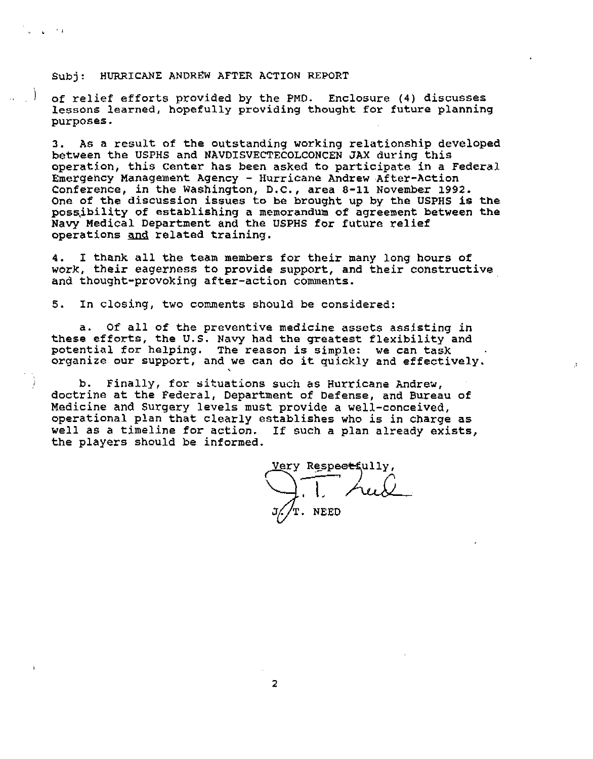Subj: HURRICANE ANDREW AFTER ACTION REPORT

of relief efforts provided by the PMD. Enclosure (4) discusses lessons learned, hopefully providing thought for future planning purposes.

3. As a result of the outstanding working relationship developed between the USPHS and NAVDISVECTECOLCONCEN JAX during this operation, this Center has been asked to participate in a Federal Emergency Management Agency - Hurricane Andrew After-Action Conference, in the Washington, D.C., area 8-11 November 1992. One of the discussion issues to be brought up by the USPHS is the possibility of establishing a memorandum of agreement between the Navy Medical Department and the USPHS for future relief operations <u>and</u> related training.

4. I thank all the team members for their many long hours of work, their eagerness to provide support, and their constructive and thought-provoking after-action comments.

5. In closing, two comments should be considered:

a. Of all of the preventive medicine assets assisting in these efforts, the U.S. Navy had the greatest flexibility and potential for helping. The reason is simple: we can task organize our support, and we can do it quickly and effectively.

b. Finally, for situations such as Hurricane Andrew, doctrine at the Federal, Department of Defense, and Bureau of Medicine and Surgery levels must provide a well-conceived, operational plan that clearly establishes who is in charge as well as a timeline for action. If such a plan already exists, the players should be informed.

Very Respectfully,

J. T. NEED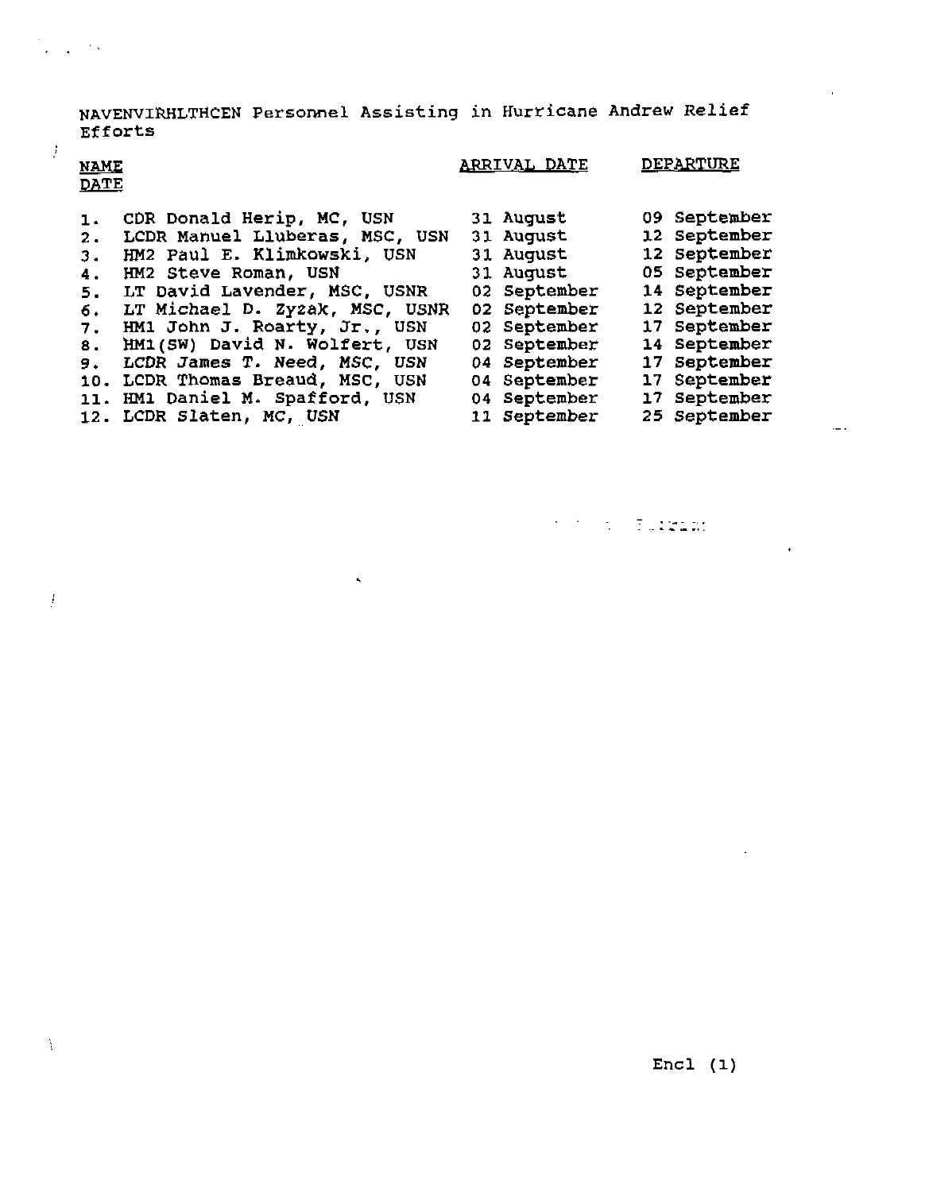NAVENVIRHLTHCEN Personnel Assisting in Hurricane Andrew Relief Efforts

| NAME | ARRIVAL DATE | DEPARTURE DATE |
| --- | --- | --- |
| 1. CDR Donald Herip, MC, USN | 31 August | 09 September |
| 2. LCDR Manuel Lluberas, MSC, USN | 31 August | 12 September |
| 3. HM2 Paul E. Klimkowski, USN | 31 August | 12 September |
| 4. HM2 Steve Roman, USN | 31 August | 05 September |
| 5. LT David Lavender, MSC, USNR | 02 September | 14 September |
| 6. LT Michael D. Zyzak, MSC, USNR | 02 September | 12 September |
| 7. HM1 John J. Roarty, Jr., USN | 02 September | 17 September |
| 8. HM1(SW) David N. Wolfert, USN | 02 September | 14 September |
| 9. LCDR James T. Need, MSC, USN | 04 September | 17 September |
| 10. LCDR Thomas Breaud, MSC, USN | 04 September | 17 September |
| 11. HM1 Daniel M. Spafford, USN | 04 September | 17 September |
| 12. LCDR Slaten, MC, USN | 11 September | 25 September |

Encl (1)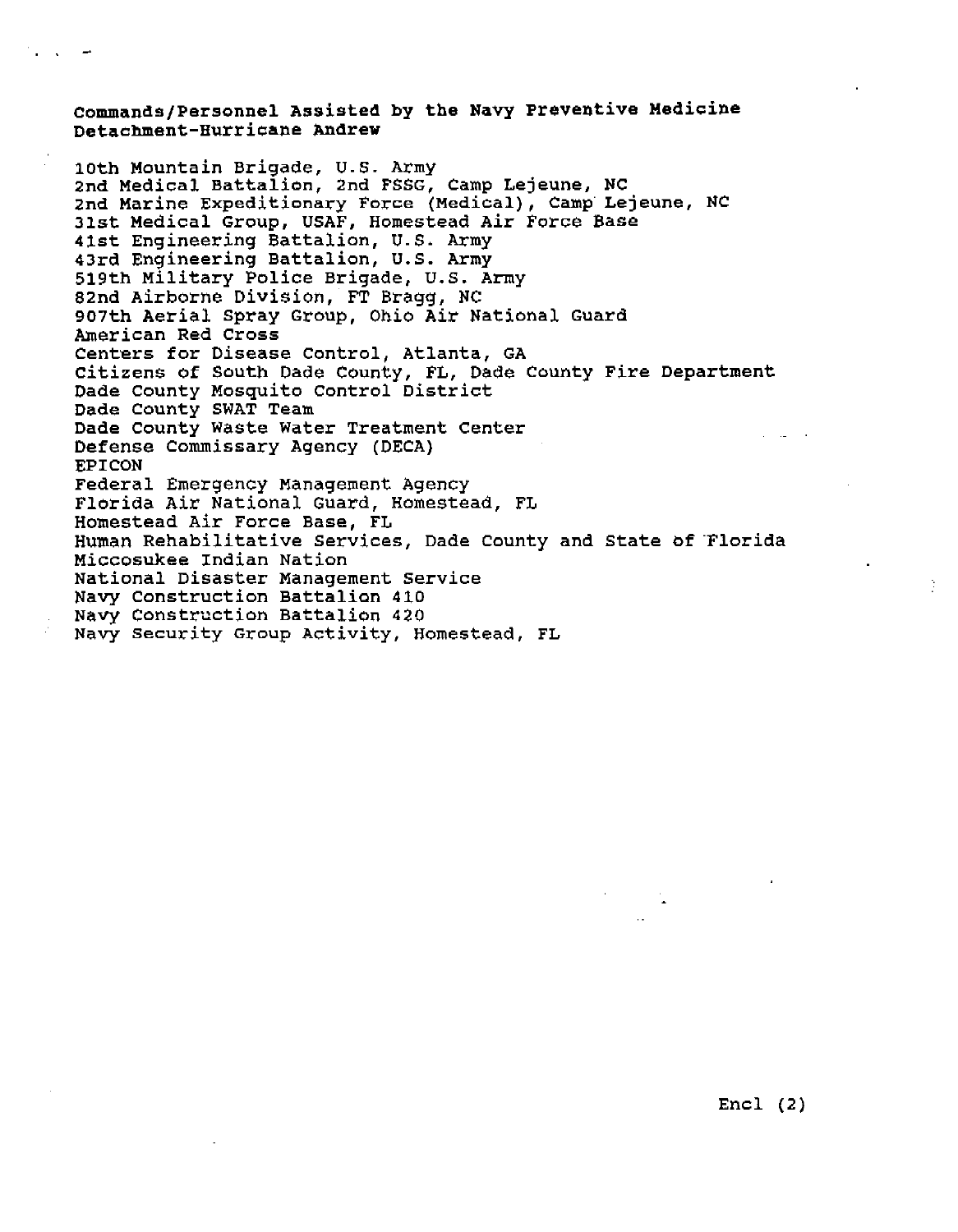**Commands/Personnel Assisted by the Navy Preventive Medicine Detachment-Hurricane Andrew**

10th Mountain Brigade, U.S. Army
2nd Medical Battalion, 2nd FSSG, Camp Lejeune, NC
2nd Marine Expeditionary Force (Medical), Camp Lejeune, NC
31st Medical Group, USAF, Homestead Air Force Base
41st Engineering Battalion, U.S. Army
43rd Engineering Battalion, U.S. Army
519th Military Police Brigade, U.S. Army
82nd Airborne Division, FT Bragg, NC
907th Aerial Spray Group, Ohio Air National Guard
American Red Cross
Centers for Disease Control, Atlanta, GA
Citizens of South Dade County, FL, Dade County Fire Department
Dade County Mosquito Control District
Dade County SWAT Team
Dade County Waste Water Treatment Center
Defense Commissary Agency (DECA)
EPICON
Federal Emergency Management Agency
Florida Air National Guard, Homestead, FL
Homestead Air Force Base, FL
Human Rehabilitative Services, Dade County and State of Florida
Miccosukee Indian Nation
National Disaster Management Service
Navy Construction Battalion 410
Navy Construction Battalion 420
Navy Security Group Activity, Homestead, FL

Encl (2)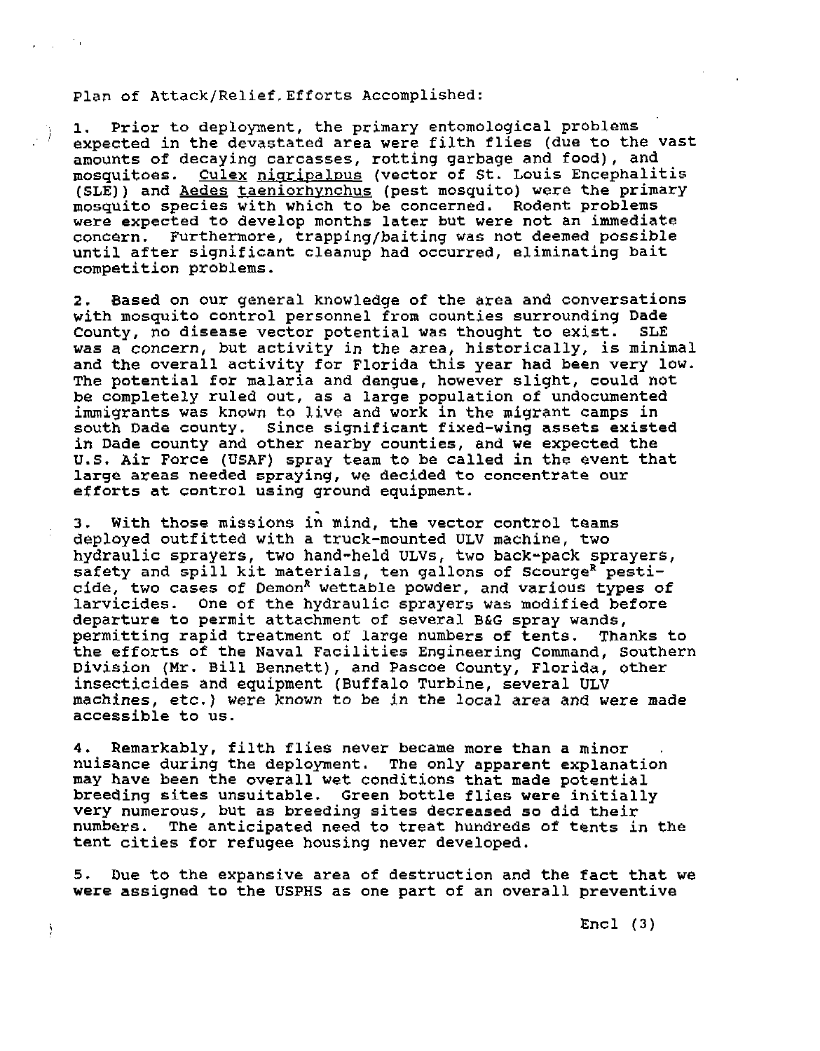Plan of Attack/Relief Efforts Accomplished:

1. Prior to deployment, the primary entomological problems expected in the devastated area were filth flies (due to the vast amounts of decaying carcasses, rotting garbage and food), and mosquitoes. Culex nigripalpus (vector of St. Louis Encephalitis (SLE)) and Aedes taeniorhynchus (pest mosquito) were the primary mosquito species with which to be concerned. Rodent problems were expected to develop months later but were not an immediate concern. Furthermore, trapping/baiting was not deemed possible until after significant cleanup had occurred, eliminating bait competition problems.

2. Based on our general knowledge of the area and conversations with mosquito control personnel from counties surrounding Dade County, no disease vector potential was thought to exist. SLE was a concern, but activity in the area, historically, is minimal and the overall activity for Florida this year had been very low. The potential for malaria and dengue, however slight, could not be completely ruled out, as a large population of undocumented immigrants was known to live and work in the migrant camps in south Dade county. Since significant fixed-wing assets existed in Dade county and other nearby counties, and we expected the U.S. Air Force (USAF) spray team to be called in the event that large areas needed spraying, we decided to concentrate our efforts at control using ground equipment.

3. With those missions in mind, the vector control teams deployed outfitted with a truck-mounted ULV machine, two hydraulic sprayers, two hand-held ULVs, two back-pack sprayers, safety and spill kit materials, ten gallons of Scourge[R] pesticide, two cases of Demon[R] wettable powder, and various types of larvicides. One of the hydraulic sprayers was modified before departure to permit attachment of several B&G spray wands, permitting rapid treatment of large numbers of tents. Thanks to the efforts of the Naval Facilities Engineering Command, Southern Division (Mr. Bill Bennett), and Pascoe County, Florida, other insecticides and equipment (Buffalo Turbine, several ULV machines, etc.) were known to be in the local area and were made accessible to us.

4. Remarkably, filth flies never became more than a minor nuisance during the deployment. The only apparent explanation may have been the overall wet conditions that made potential breeding sites unsuitable. Green bottle flies were initially very numerous, but as breeding sites decreased so did their numbers. The anticipated need to treat hundreds of tents in the tent cities for refugee housing never developed.

5. Due to the expansive area of destruction and the fact that we were assigned to the USPHS as one part of an overall preventive

Encl (3)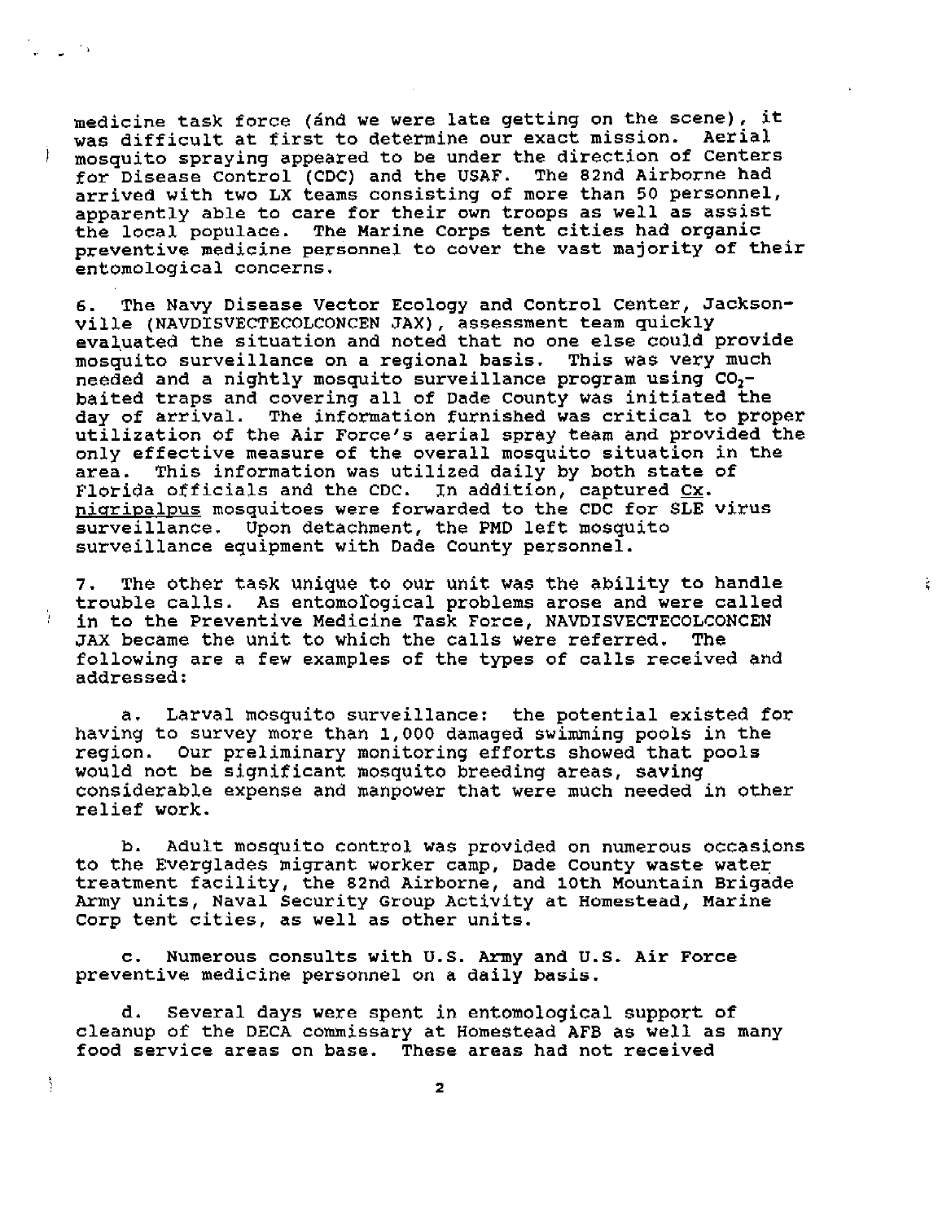medicine task force (and we were late getting on the scene), it was difficult at first to determine our exact mission. Aerial mosquito spraying appeared to be under the direction of Centers for Disease Control (CDC) and the USAF. The 82nd Airborne had arrived with two LX teams consisting of more than 50 personnel, apparently able to care for their own troops as well as assist the local populace. The Marine Corps tent cities had organic preventive medicine personnel to cover the vast majority of their entomological concerns.

6. The Navy Disease Vector Ecology and Control Center, Jacksonville (NAVDISVECTECOLCONCEN JAX), assessment team quickly evaluated the situation and noted that no one else could provide mosquito surveillance on a regional basis. This was very much needed and a nightly mosquito surveillance program using $CO_2$-baited traps and covering all of Dade County was initiated the day of arrival. The information furnished was critical to proper utilization of the Air Force's aerial spray team and provided the only effective measure of the overall mosquito situation in the area. This information was utilized daily by both state of Florida officials and the CDC. In addition, captured Cx. nigripalpus mosquitoes were forwarded to the CDC for SLE virus surveillance. Upon detachment, the PMD left mosquito surveillance equipment with Dade County personnel.

7. The other task unique to our unit was the ability to handle trouble calls. As entomological problems arose and were called in to the Preventive Medicine Task Force, NAVDISVECTECOLCONCEN JAX became the unit to which the calls were referred. The following are a few examples of the types of calls received and addressed:

a. Larval mosquito surveillance: the potential existed for having to survey more than 1,000 damaged swimming pools in the region. Our preliminary monitoring efforts showed that pools would not be significant mosquito breeding areas, saving considerable expense and manpower that were much needed in other relief work.

b. Adult mosquito control was provided on numerous occasions to the Everglades migrant worker camp, Dade County waste water treatment facility, the 82nd Airborne, and 10th Mountain Brigade Army units, Naval Security Group Activity at Homestead, Marine Corp tent cities, as well as other units.

c. Numerous consults with U.S. Army and U.S. Air Force preventive medicine personnel on a daily basis.

d. Several days were spent in entomological support of cleanup of the DECA commissary at Homestead AFB as well as many food service areas on base. These areas had not received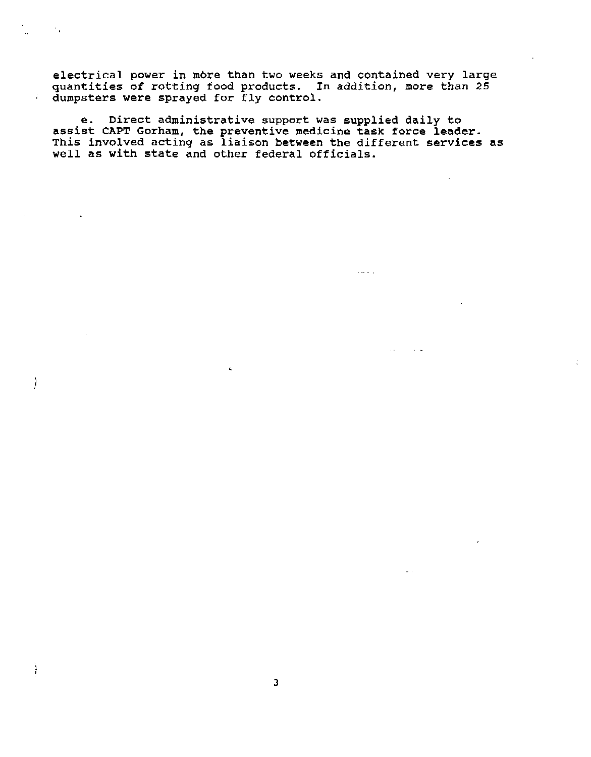electrical power in more than two weeks and contained very large quantities of rotting food products. In addition, more than 25 dumpsters were sprayed for fly control.

e. Direct administrative support was supplied daily to assist CAPT Gorham, the preventive medicine task force leader. This involved acting as liaison between the different services as well as with state and other federal officials.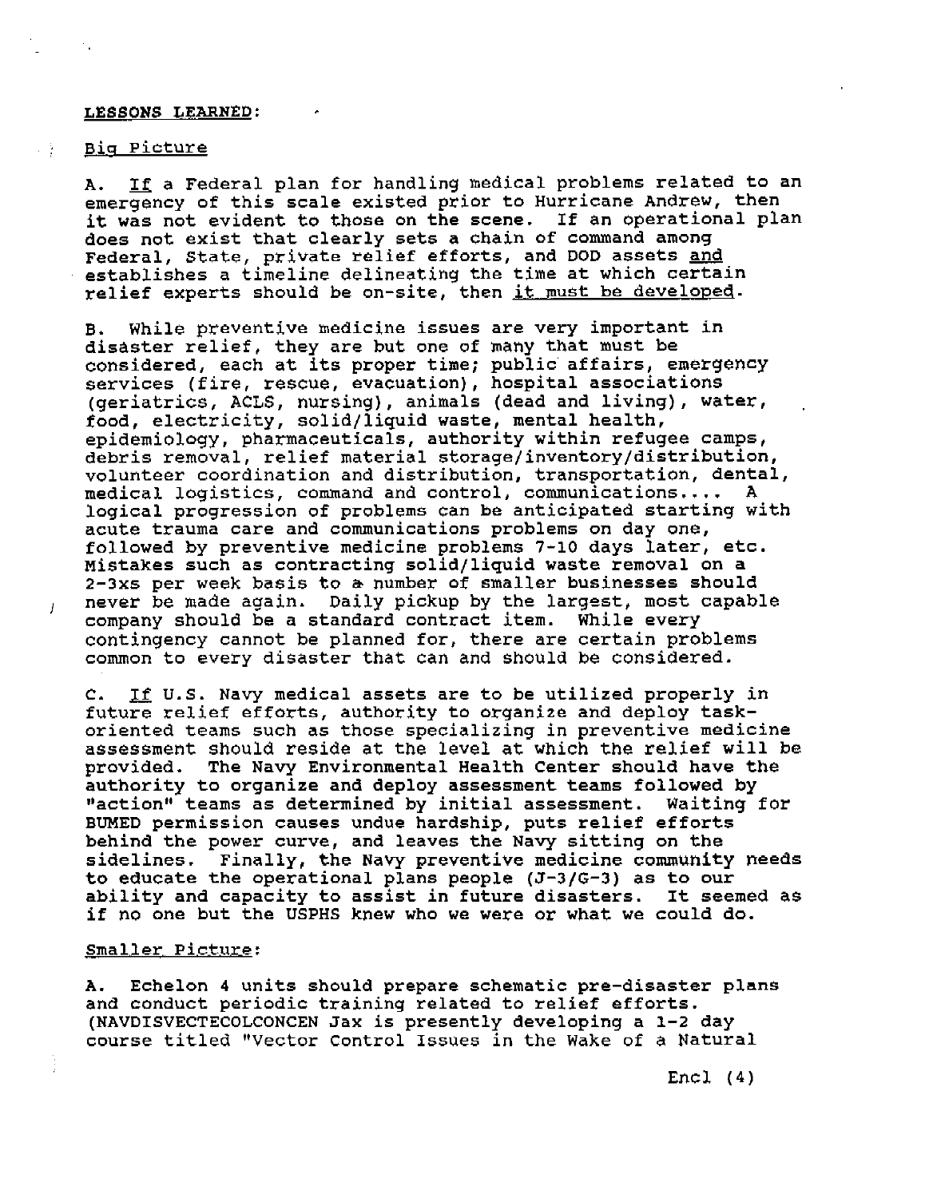**LESSONS LEARNED:**

Big Picture

A. If a Federal plan for handling medical problems related to an emergency of this scale existed prior to Hurricane Andrew, then it was not evident to those on the scene. If an operational plan does not exist that clearly sets a chain of command among Federal, State, private relief efforts, and DOD assets and establishes a timeline delineating the time at which certain relief experts should be on-site, then it must be developed.

B. While preventive medicine issues are very important in disaster relief, they are but one of many that must be considered, each at its proper time; public affairs, emergency services (fire, rescue, evacuation), hospital associations (geriatrics, ACLS, nursing), animals (dead and living), water, food, electricity, solid/liquid waste, mental health, epidemiology, pharmaceuticals, authority within refugee camps, debris removal, relief material storage/inventory/distribution, volunteer coordination and distribution, transportation, dental, medical logistics, command and control, communications.... A logical progression of problems can be anticipated starting with acute trauma care and communications problems on day one, followed by preventive medicine problems 7-10 days later, etc. Mistakes such as contracting solid/liquid waste removal on a 2-3xs per week basis to a number of smaller businesses should never be made again. Daily pickup by the largest, most capable company should be a standard contract item. While every contingency cannot be planned for, there are certain problems common to every disaster that can and should be considered.

C. If U.S. Navy medical assets are to be utilized properly in future relief efforts, authority to organize and deploy task-oriented teams such as those specializing in preventive medicine assessment should reside at the level at which the relief will be provided. The Navy Environmental Health Center should have the authority to organize and deploy assessment teams followed by "action" teams as determined by initial assessment. Waiting for BUMED permission causes undue hardship, puts relief efforts behind the power curve, and leaves the Navy sitting on the sidelines. Finally, the Navy preventive medicine community needs to educate the operational plans people (J-3/G-3) as to our ability and capacity to assist in future disasters. It seemed as if no one but the USPHS knew who we were or what we could do.

Smaller Picture:

A. Echelon 4 units should prepare schematic pre-disaster plans and conduct periodic training related to relief efforts. (NAVDISVECTECOLCONCEN Jax is presently developing a 1-2 day course titled "Vector Control Issues in the Wake of a Natural

Encl (4)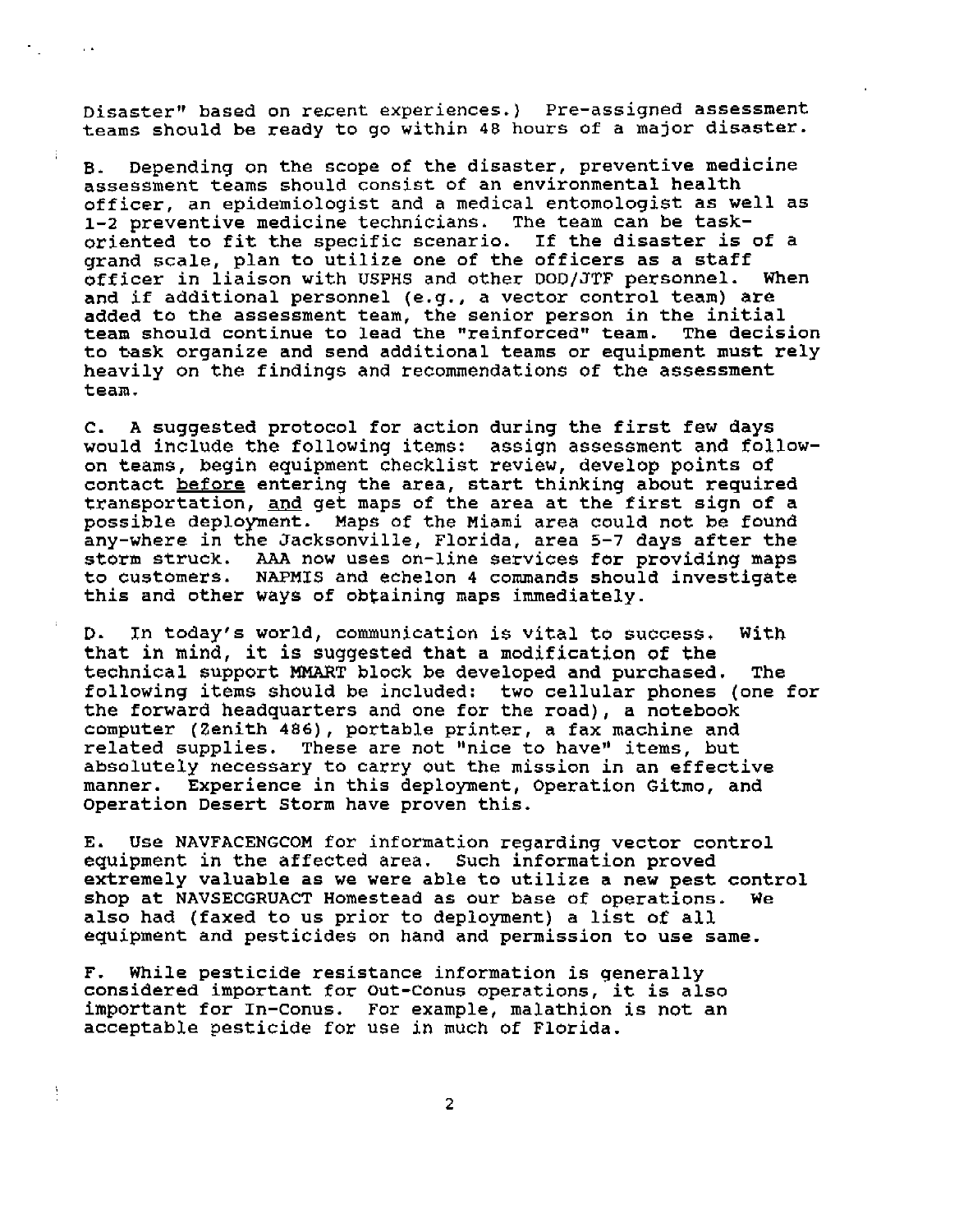Disaster" based on recent experiences.) Pre-assigned assessment teams should be ready to go within 48 hours of a major disaster.

B. Depending on the scope of the disaster, preventive medicine assessment teams should consist of an environmental health officer, an epidemiologist and a medical entomologist as well as 1-2 preventive medicine technicians. The team can be task-oriented to fit the specific scenario. If the disaster is of a grand scale, plan to utilize one of the officers as a staff officer in liaison with USPHS and other DOD/JTF personnel. When and if additional personnel (e.g., a vector control team) are added to the assessment team, the senior person in the initial team should continue to lead the "reinforced" team. The decision to task organize and send additional teams or equipment must rely heavily on the findings and recommendations of the assessment team.

C. A suggested protocol for action during the first few days would include the following items: assign assessment and follow-on teams, begin equipment checklist review, develop points of contact <u>before</u> entering the area, start thinking about required transportation, <u>and</u> get maps of the area at the first sign of a possible deployment. Maps of the Miami area could not be found any-where in the Jacksonville, Florida, area 5-7 days after the storm struck. AAA now uses on-line services for providing maps to customers. NAPMIS and echelon 4 commands should investigate this and other ways of obtaining maps immediately.

D. In today's world, communication is vital to success. With that in mind, it is suggested that a modification of the technical support MMART block be developed and purchased. The following items should be included: two cellular phones (one for the forward headquarters and one for the road), a notebook computer (Zenith 486), portable printer, a fax machine and related supplies. These are not "nice to have" items, but absolutely necessary to carry out the mission in an effective manner. Experience in this deployment, Operation Gitmo, and Operation Desert Storm have proven this.

E. Use NAVFACENGCOM for information regarding vector control equipment in the affected area. Such information proved extremely valuable as we were able to utilize a new pest control shop at NAVSECGRUACT Homestead as our base of operations. We also had (faxed to us prior to deployment) a list of all equipment and pesticides on hand and permission to use same.

F. While pesticide resistance information is generally considered important for Out-Conus operations, it is also important for In-Conus. For example, malathion is not an acceptable pesticide for use in much of Florida.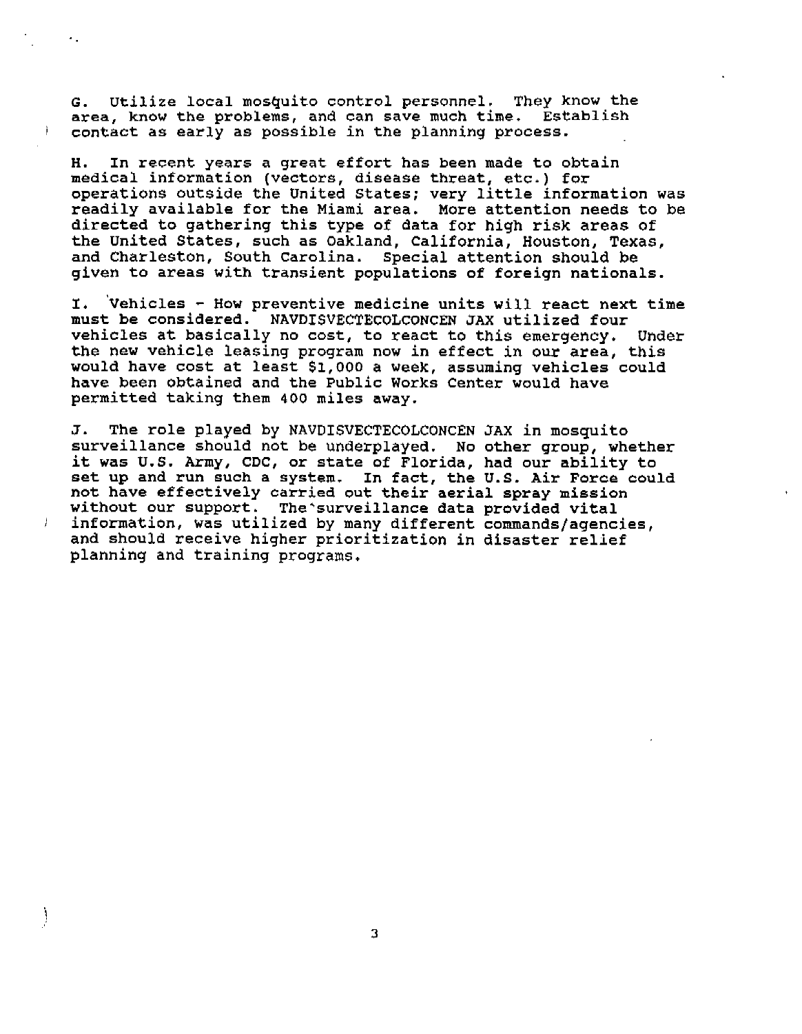G. Utilize local mosquito control personnel. They know the area, know the problems, and can save much time. Establish contact as early as possible in the planning process.

H. In recent years a great effort has been made to obtain medical information (vectors, disease threat, etc.) for operations outside the United States; very little information was readily available for the Miami area. More attention needs to be directed to gathering this type of data for high risk areas of the United States, such as Oakland, California, Houston, Texas, and Charleston, South Carolina. Special attention should be given to areas with transient populations of foreign nationals.

I. Vehicles - How preventive medicine units will react next time must be considered. NAVDISVECTECOLCONCEN JAX utilized four vehicles at basically no cost, to react to this emergency. Under the new vehicle leasing program now in effect in our area, this would have cost at least $1,000 a week, assuming vehicles could have been obtained and the Public Works Center would have permitted taking them 400 miles away.

J. The role played by NAVDISVECTECOLCONCEN JAX in mosquito surveillance should not be underplayed. No other group, whether it was U.S. Army, CDC, or state of Florida, had our ability to set up and run such a system. In fact, the U.S. Air Force could not have effectively carried out their aerial spray mission without our support. The surveillance data provided vital information, was utilized by many different commands/agencies, and should receive higher prioritization in disaster relief planning and training programs.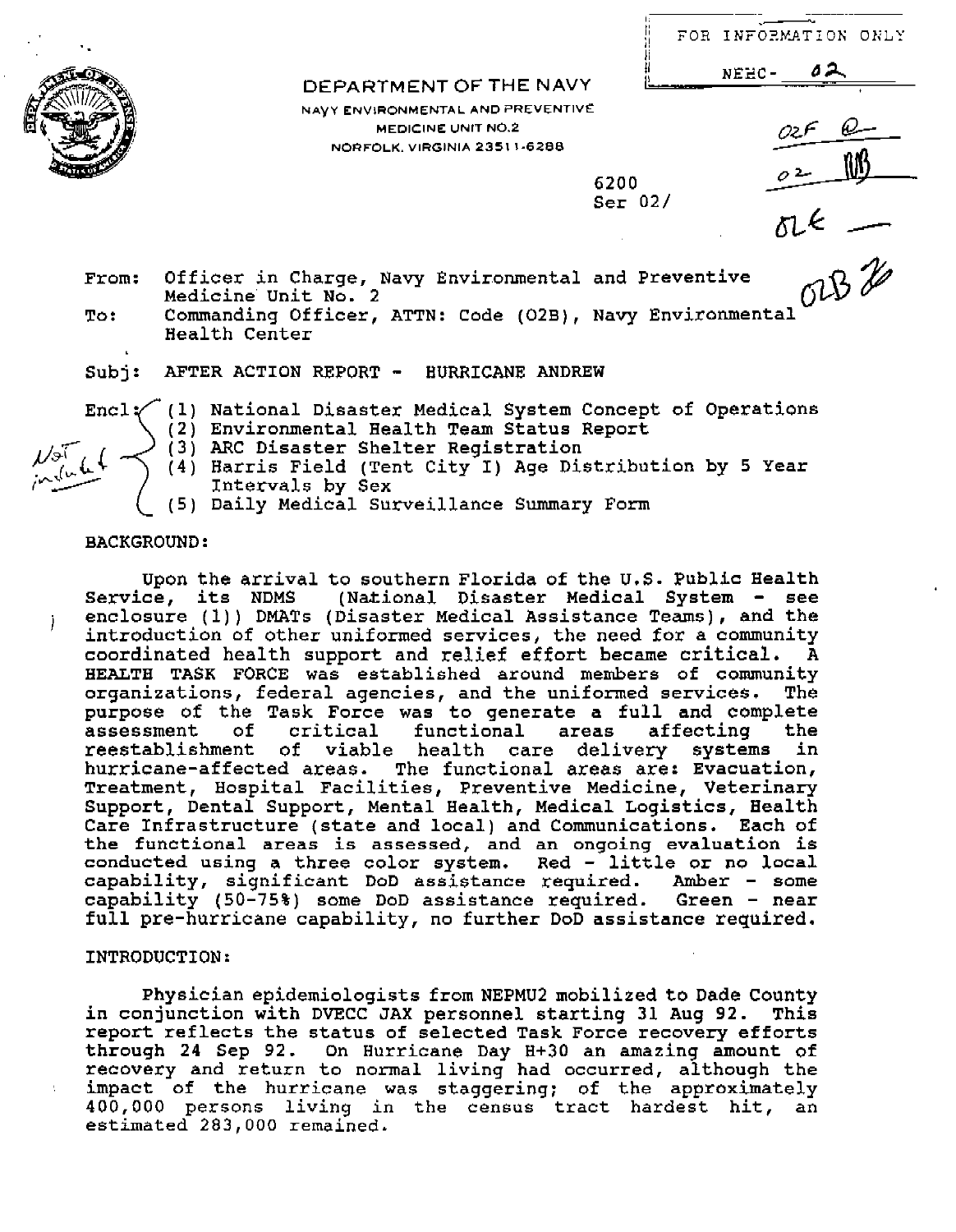FOR INFORMATION ONLY

NEHC- 02

DEPARTMENT OF THE NAVY

NAVY ENVIRONMENTAL AND PREVENTIVE MEDICINE UNIT NO.2
NORFOLK, VIRGINIA 23511-6288

6200
Ser 02/

From: Officer in Charge, Navy Environmental and Preventive Medicine Unit No. 2
To: Commanding Officer, ATTN: Code (02B), Navy Environmental Health Center

Subj: AFTER ACTION REPORT - HURRICANE ANDREW

Encl: (1) National Disaster Medical System Concept of Operations
(2) Environmental Health Team Status Report
(3) ARC Disaster Shelter Registration
(4) Harris Field (Tent City I) Age Distribution by 5 Year Intervals by Sex
(5) Daily Medical Surveillance Summary Form

Not included

BACKGROUND:

Upon the arrival to southern Florida of the U.S. Public Health Service, its NDMS (National Disaster Medical System - see enclosure (1)) DMATs (Disaster Medical Assistance Teams), and the introduction of other uniformed services, the need for a community coordinated health support and relief effort became critical. A HEALTH TASK FORCE was established around members of community organizations, federal agencies, and the uniformed services. The purpose of the Task Force was to generate a full and complete assessment of critical functional areas affecting the reestablishment of viable health care delivery systems in hurricane-affected areas. The functional areas are: Evacuation, Treatment, Hospital Facilities, Preventive Medicine, Veterinary Support, Dental Support, Mental Health, Medical Logistics, Health Care Infrastructure (state and local) and Communications. Each of the functional areas is assessed, and an ongoing evaluation is conducted using a three color system. Red - little or no local capability, significant DoD assistance required. Amber - some capability (50-75%) some DoD assistance required. Green - near full pre-hurricane capability, no further DoD assistance required.

INTRODUCTION:

Physician epidemiologists from NEPMU2 mobilized to Dade County in conjunction with DVECC JAX personnel starting 31 Aug 92. This report reflects the status of selected Task Force recovery efforts through 24 Sep 92. On Hurricane Day H+30 an amazing amount of recovery and return to normal living had occurred, although the impact of the hurricane was staggering; of the approximately 400,000 persons living in the census tract hardest hit, an estimated 283,000 remained.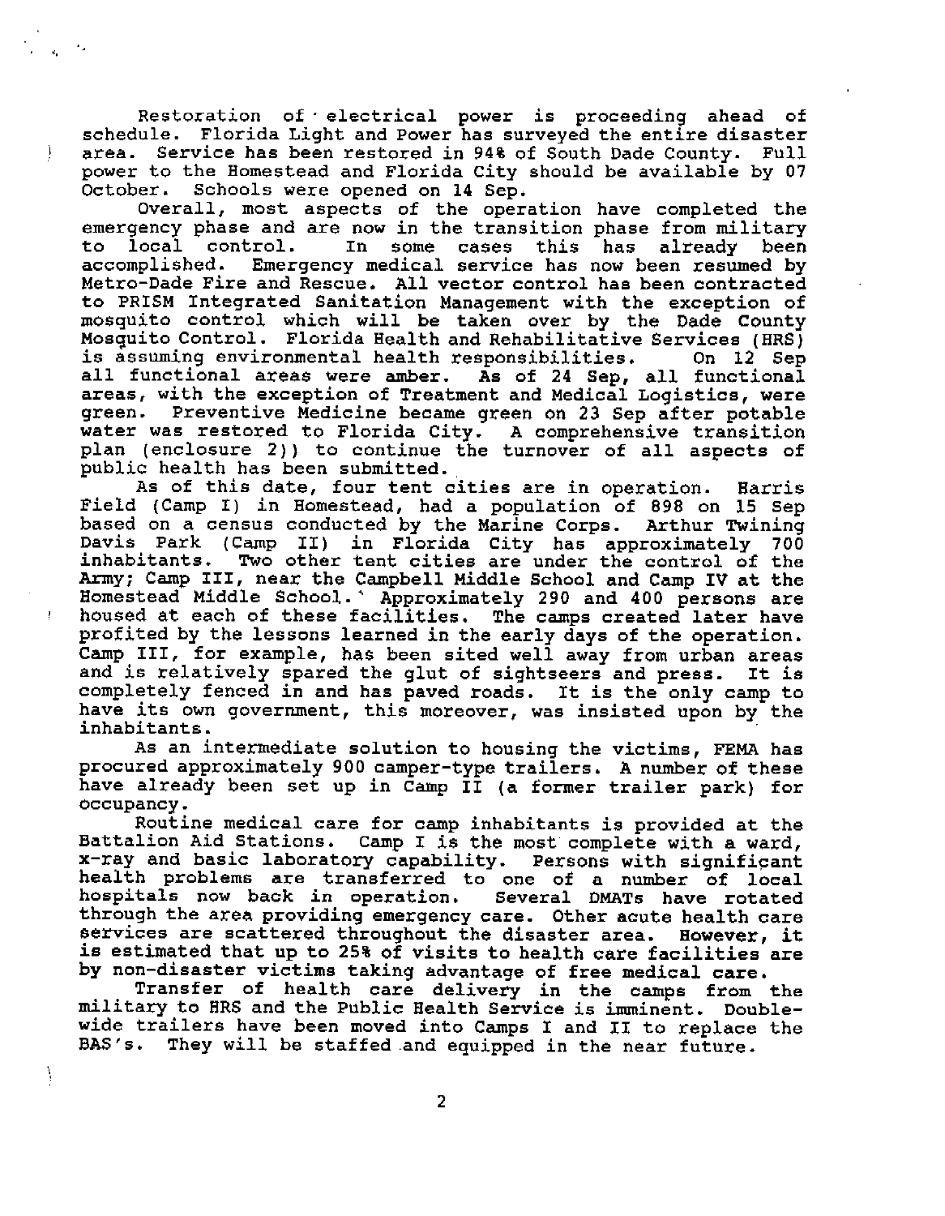Restoration of electrical power is proceeding ahead of schedule. Florida Light and Power has surveyed the entire disaster area. Service has been restored in 94% of South Dade County. Full power to the Homestead and Florida City should be available by 07 October. Schools were opened on 14 Sep.

Overall, most aspects of the operation have completed the emergency phase and are now in the transition phase from military to local control. In some cases this has already been accomplished. Emergency medical service has now been resumed by Metro-Dade Fire and Rescue. All vector control has been contracted to PRISM Integrated Sanitation Management with the exception of mosquito control which will be taken over by the Dade County Mosquito Control. Florida Health and Rehabilitative Services (HRS) is assuming environmental health responsibilities. On 12 Sep all functional areas were amber. As of 24 Sep, all functional areas, with the exception of Treatment and Medical Logistics, were green. Preventive Medicine became green on 23 Sep after potable water was restored to Florida City. A comprehensive transition plan (enclosure 2)) to continue the turnover of all aspects of public health has been submitted.

As of this date, four tent cities are in operation. Harris Field (Camp I) in Homestead, had a population of 898 on 15 Sep based on a census conducted by the Marine Corps. Arthur Twining Davis Park (Camp II) in Florida City has approximately 700 inhabitants. Two other tent cities are under the control of the Army; Camp III, near the Campbell Middle School and Camp IV at the Homestead Middle School. Approximately 290 and 400 persons are housed at each of these facilities. The camps created later have profited by the lessons learned in the early days of the operation. Camp III, for example, has been sited well away from urban areas and is relatively spared the glut of sightseers and press. It is completely fenced in and has paved roads. It is the only camp to have its own government, this moreover, was insisted upon by the inhabitants.

As an intermediate solution to housing the victims, FEMA has procured approximately 900 camper-type trailers. A number of these have already been set up in Camp II (a former trailer park) for occupancy.

Routine medical care for camp inhabitants is provided at the Battalion Aid Stations. Camp I is the most complete with a ward, x-ray and basic laboratory capability. Persons with significant health problems are transferred to one of a number of local hospitals now back in operation. Several DMATs have rotated through the area providing emergency care. Other acute health care services are scattered throughout the disaster area. However, it is estimated that up to 25% of visits to health care facilities are by non-disaster victims taking advantage of free medical care.

Transfer of health care delivery in the camps from the military to HRS and the Public Health Service is imminent. Double-wide trailers have been moved into Camps I and II to replace the BAS's. They will be staffed and equipped in the near future.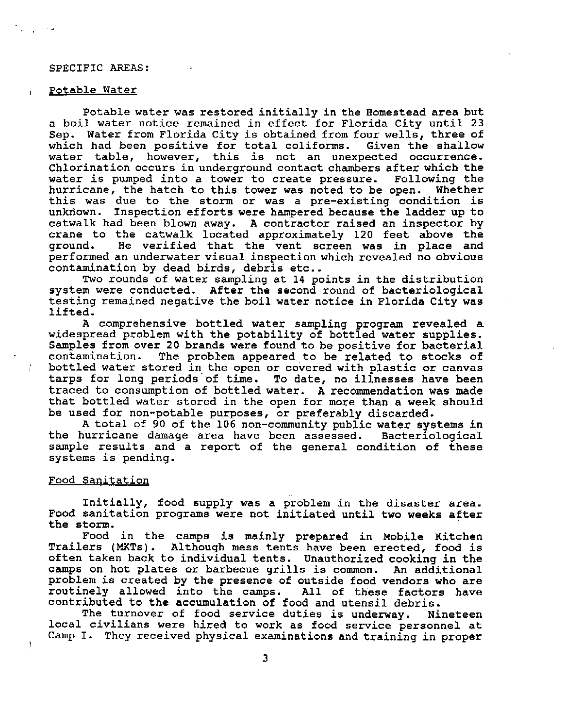SPECIFIC AREAS:

## Potable Water

Potable water was restored initially in the Homestead area but a boil water notice remained in effect for Florida City until 23 Sep. Water from Florida City is obtained from four wells, three of which had been positive for total coliforms. Given the shallow water table, however, this is not an unexpected occurrence. Chlorination occurs in underground contact chambers after which the water is pumped into a tower to create pressure. Following the hurricane, the hatch to this tower was noted to be open. Whether this was due to the storm or was a pre-existing condition is unknown. Inspection efforts were hampered because the ladder up to catwalk had been blown away. A contractor raised an inspector by crane to the catwalk located approximately 120 feet above the ground. He verified that the vent screen was in place and performed an underwater visual inspection which revealed no obvious contamination by dead birds, debris etc..

Two rounds of water sampling at 14 points in the distribution system were conducted. After the second round of bacteriological testing remained negative the boil water notice in Florida City was lifted.

A comprehensive bottled water sampling program revealed a widespread problem with the potability of bottled water supplies. Samples from over 20 brands were found to be positive for bacterial contamination. The problem appeared to be related to stocks of bottled water stored in the open or covered with plastic or canvas tarps for long periods of time. To date, no illnesses have been traced to consumption of bottled water. A recommendation was made that bottled water stored in the open for more than a week should be used for non-potable purposes, or preferably discarded.

A total of 90 of the 106 non-community public water systems in the hurricane damage area have been assessed. Bacteriological sample results and a report of the general condition of these systems is pending.

## Food Sanitation

Initially, food supply was a problem in the disaster area. Food sanitation programs were not initiated until two weeks after the storm.

Food in the camps is mainly prepared in Mobile Kitchen Trailers (MKTs). Although mess tents have been erected, food is often taken back to individual tents. Unauthorized cooking in the camps on hot plates or barbecue grills is common. An additional problem is created by the presence of outside food vendors who are routinely allowed into the camps. All of these factors have contributed to the accumulation of food and utensil debris.

The turnover of food service duties is underway. Nineteen local civilians were hired to work as food service personnel at Camp I. They received physical examinations and training in proper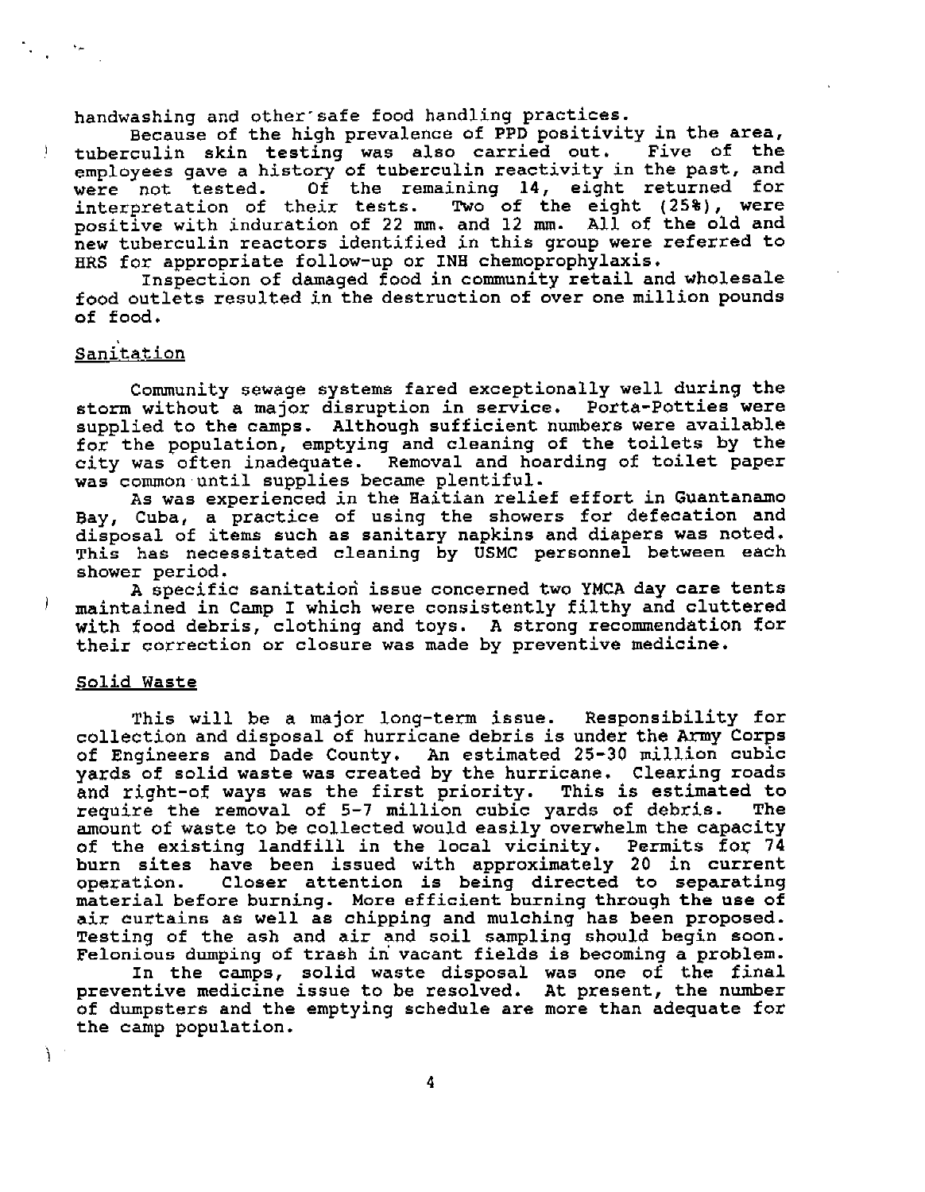handwashing and other safe food handling practices.

Because of the high prevalence of PPD positivity in the area, tuberculin skin testing was also carried out. Five of the employees gave a history of tuberculin reactivity in the past, and were not tested. Of the remaining 14, eight returned for interpretation of their tests. Two of the eight (25%), were positive with induration of 22 mm. and 12 mm. All of the old and new tuberculin reactors identified in this group were referred to HRS for appropriate follow-up or INH chemoprophylaxis.

Inspection of damaged food in community retail and wholesale food outlets resulted in the destruction of over one million pounds of food.

## Sanitation

Community sewage systems fared exceptionally well during the storm without a major disruption in service. Porta-Potties were supplied to the camps. Although sufficient numbers were available for the population, emptying and cleaning of the toilets by the city was often inadequate. Removal and hoarding of toilet paper was common until supplies became plentiful.

As was experienced in the Haitian relief effort in Guantanamo Bay, Cuba, a practice of using the showers for defecation and disposal of items such as sanitary napkins and diapers was noted. This has necessitated cleaning by USMC personnel between each shower period.

A specific sanitation issue concerned two YMCA day care tents maintained in Camp I which were consistently filthy and cluttered with food debris, clothing and toys. A strong recommendation for their correction or closure was made by preventive medicine.

## Solid Waste

This will be a major long-term issue. Responsibility for collection and disposal of hurricane debris is under the Army Corps of Engineers and Dade County. An estimated 25-30 million cubic yards of solid waste was created by the hurricane. Clearing roads and right-of ways was the first priority. This is estimated to require the removal of 5-7 million cubic yards of debris. The amount of waste to be collected would easily overwhelm the capacity of the existing landfill in the local vicinity. Permits for 74 burn sites have been issued with approximately 20 in current operation. Closer attention is being directed to separating material before burning. More efficient burning through the use of air curtains as well as chipping and mulching has been proposed. Testing of the ash and air and soil sampling should begin soon. Felonious dumping of trash in vacant fields is becoming a problem.

In the camps, solid waste disposal was one of the final preventive medicine issue to be resolved. At present, the number of dumpsters and the emptying schedule are more than adequate for the camp population.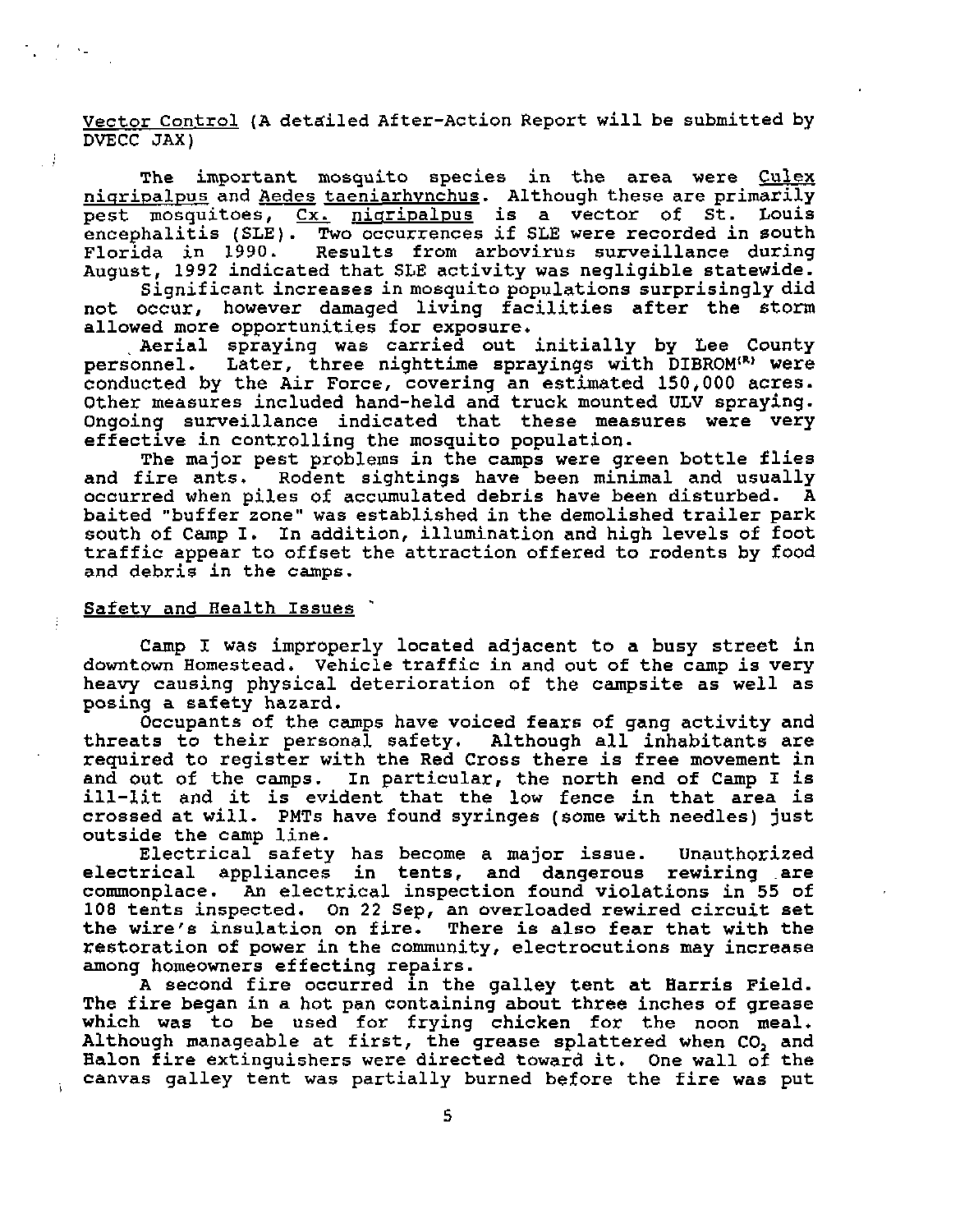Vector Control (A detailed After-Action Report will be submitted by DVECC JAX)

The important mosquito species in the area were *Culex nigripalpus* and *Aedes taeniarhynchus*. Although these are primarily pest mosquitoes, *Cx. nigripalpus* is a vector of St. Louis encephalitis (SLE). Two occurrences if SLE were recorded in south Florida in 1990. Results from arbovirus surveillance during August, 1992 indicated that SLE activity was negligible statewide.

Significant increases in mosquito populations surprisingly did not occur, however damaged living facilities after the storm allowed more opportunities for exposure.

Aerial spraying was carried out initially by Lee County personnel. Later, three nighttime sprayings with DIBROM(R) were conducted by the Air Force, covering an estimated 150,000 acres. Other measures included hand-held and truck mounted ULV spraying. Ongoing surveillance indicated that these measures were very effective in controlling the mosquito population.

The major pest problems in the camps were green bottle flies and fire ants. Rodent sightings have been minimal and usually occurred when piles of accumulated debris have been disturbed. A baited "buffer zone" was established in the demolished trailer park south of Camp I. In addition, illumination and high levels of foot traffic appear to offset the attraction offered to rodents by food and debris in the camps.

Safety and Health Issues

Camp I was improperly located adjacent to a busy street in downtown Homestead. Vehicle traffic in and out of the camp is very heavy causing physical deterioration of the campsite as well as posing a safety hazard.

Occupants of the camps have voiced fears of gang activity and threats to their personal safety. Although all inhabitants are required to register with the Red Cross there is free movement in and out of the camps. In particular, the north end of Camp I is ill-lit and it is evident that the low fence in that area is crossed at will. PMTs have found syringes (some with needles) just outside the camp line.

Electrical safety has become a major issue. Unauthorized electrical appliances in tents, and dangerous rewiring are commonplace. An electrical inspection found violations in 55 of 108 tents inspected. On 22 Sep, an overloaded rewired circuit set the wire's insulation on fire. There is also fear that with the restoration of power in the community, electrocutions may increase among homeowners effecting repairs.

A second fire occurred in the galley tent at Harris Field. The fire began in a hot pan containing about three inches of grease which was to be used for frying chicken for the noon meal. Although manageable at first, the grease splattered when $CO_2$ and Halon fire extinguishers were directed toward it. One wall of the canvas galley tent was partially burned before the fire was put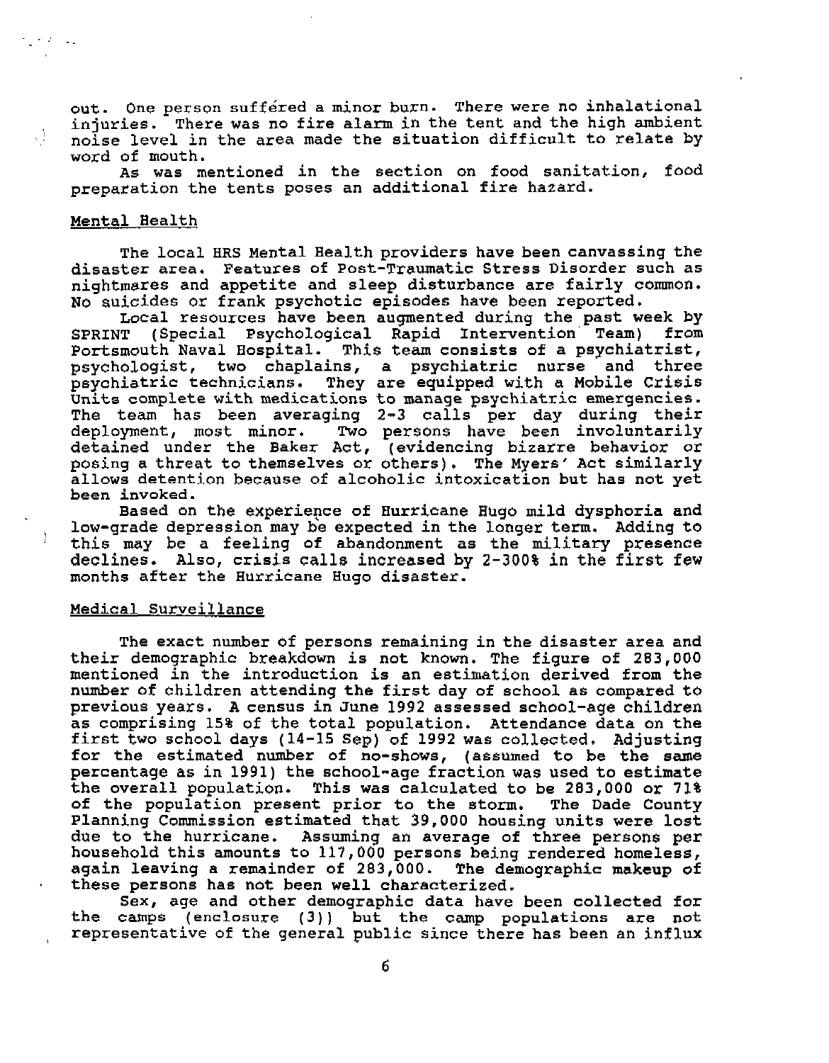out. One person suffered a minor burn. There were no inhalational injuries. There was no fire alarm in the tent and the high ambient noise level in the area made the situation difficult to relate by word of mouth.

As was mentioned in the section on food sanitation, food preparation the tents poses an additional fire hazard.

## Mental Health

The local HRS Mental Health providers have been canvassing the disaster area. Features of Post-Traumatic Stress Disorder such as nightmares and appetite and sleep disturbance are fairly common. No suicides or frank psychotic episodes have been reported.

Local resources have been augmented during the past week by SPRINT (Special Psychological Rapid Intervention Team) from Portsmouth Naval Hospital. This team consists of a psychiatrist, psychologist, two chaplains, a psychiatric nurse and three psychiatric technicians. They are equipped with a Mobile Crisis Units complete with medications to manage psychiatric emergencies. The team has been averaging 2-3 calls per day during their deployment, most minor. Two persons have been involuntarily detained under the Baker Act, (evidencing bizarre behavior or posing a threat to themselves or others). The Myers' Act similarly allows detention because of alcoholic intoxication but has not yet been invoked.

Based on the experience of Hurricane Hugo mild dysphoria and low-grade depression may be expected in the longer term. Adding to this may be a feeling of abandonment as the military presence declines. Also, crisis calls increased by 2-300% in the first few months after the Hurricane Hugo disaster.

## Medical Surveillance

The exact number of persons remaining in the disaster area and their demographic breakdown is not known. The figure of 283,000 mentioned in the introduction is an estimation derived from the number of children attending the first day of school as compared to previous years. A census in June 1992 assessed school-age children as comprising 15% of the total population. Attendance data on the first two school days (14-15 Sep) of 1992 was collected. Adjusting for the estimated number of no-shows, (assumed to be the same percentage as in 1991) the school-age fraction was used to estimate the overall population. This was calculated to be 283,000 or 71% of the population present prior to the storm. The Dade County Planning Commission estimated that 39,000 housing units were lost due to the hurricane. Assuming an average of three persons per household this amounts to 117,000 persons being rendered homeless, again leaving a remainder of 283,000. The demographic makeup of these persons has not been well characterized.

Sex, age and other demographic data have been collected for the camps (enclosure (3)) but the camp populations are not representative of the general public since there has been an influx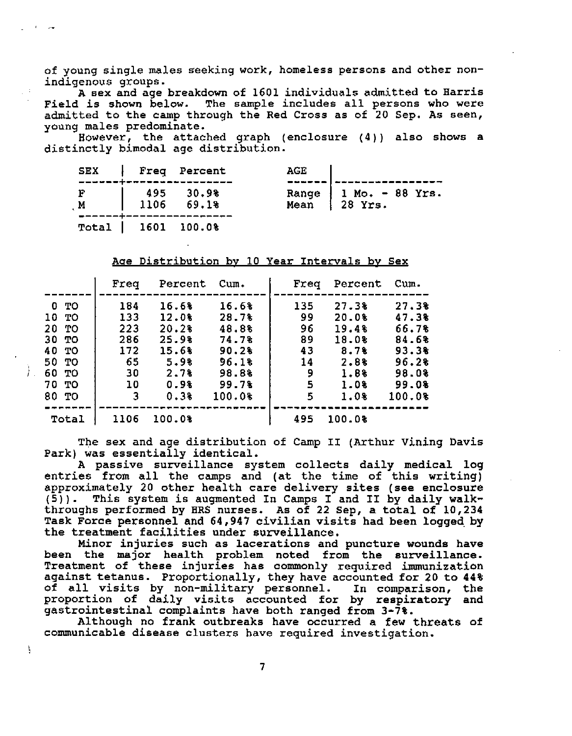of young single males seeking work, homeless persons and other non-indigenous groups.

A sex and age breakdown of 1601 individuals admitted to Harris Field is shown below. The sample includes all persons who were admitted to the camp through the Red Cross as of 20 Sep. As seen, young males predominate.

However, the attached graph (enclosure (4)) also shows a distinctly bimodal age distribution.

| SEX | Freq | Percent |
|---|---|---|
| F | 495 | 30.9% |
| M | 1106 | 69.1% |
| Total | 1601 | 100.0% |

| AGE | |
|---|---|
| Range | 1 Mo. - 88 Yrs. |
| Mean | 28 Yrs. |

Age Distribution by 10 Year Intervals by Sex

| | Freq | Percent | Cum. | Freq | Percent | Cum. |
|---|---|---|---|---|---|---|
| 0 TO | 184 | 16.6% | 16.6% | 135 | 27.3% | 27.3% |
| 10 TO | 133 | 12.0% | 28.7% | 99 | 20.0% | 47.3% |
| 20 TO | 223 | 20.2% | 48.8% | 96 | 19.4% | 66.7% |
| 30 TO | 286 | 25.9% | 74.7% | 89 | 18.0% | 84.6% |
| 40 TO | 172 | 15.6% | 90.2% | 43 | 8.7% | 93.3% |
| 50 TO | 65 | 5.9% | 96.1% | 14 | 2.8% | 96.2% |
| 60 TO | 30 | 2.7% | 98.8% | 9 | 1.8% | 98.0% |
| 70 TO | 10 | 0.9% | 99.7% | 5 | 1.0% | 99.0% |
| 80 TO | 3 | 0.3% | 100.0% | 5 | 1.0% | 100.0% |
| Total | 1106 | 100.0% | | 495 | 100.0% | |

The sex and age distribution of Camp II (Arthur Vining Davis Park) was essentially identical.

A passive surveillance system collects daily medical log entries from all the camps and (at the time of this writing) approximately 20 other health care delivery sites (see enclosure (5)). This system is augmented In Camps I and II by daily walk-throughs performed by HRS nurses. As of 22 Sep, a total of 10,234 Task Force personnel and 64,947 civilian visits had been logged by the treatment facilities under surveillance.

Minor injuries such as lacerations and puncture wounds have been the major health problem noted from the surveillance. Treatment of these injuries has commonly required immunization against tetanus. Proportionally, they have accounted for 20 to 44% of all visits by non-military personnel. In comparison, the proportion of daily visits accounted for by respiratory and gastrointestinal complaints have both ranged from 3-7%.

Although no frank outbreaks have occurred a few threats of communicable disease clusters have required investigation.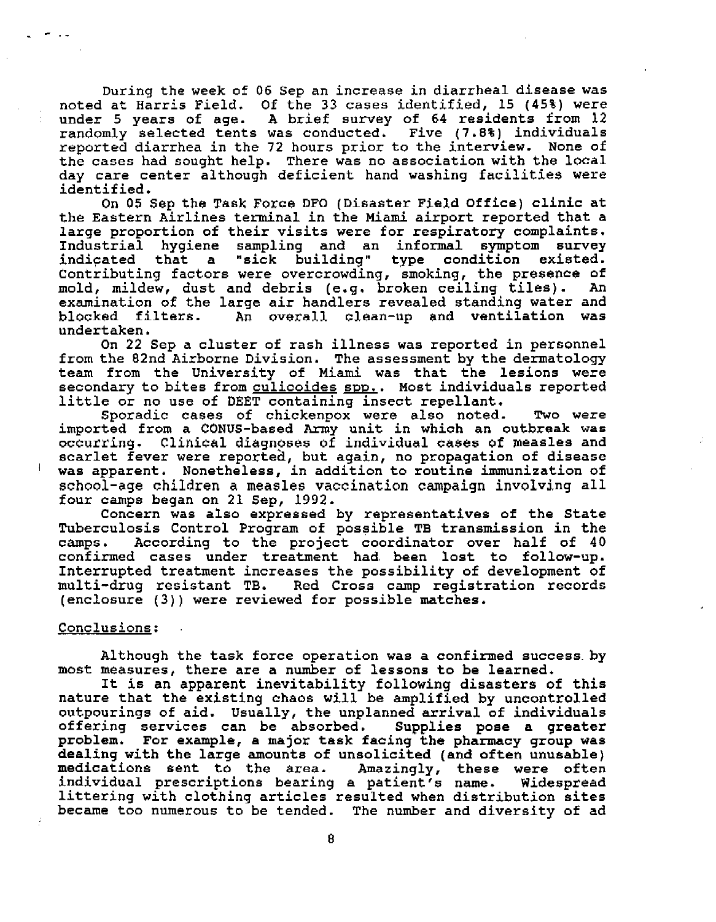During the week of 06 Sep an increase in diarrheal disease was noted at Harris Field. Of the 33 cases identified, 15 (45%) were under 5 years of age. A brief survey of 64 residents from 12 randomly selected tents was conducted. Five (7.8%) individuals reported diarrhea in the 72 hours prior to the interview. None of the cases had sought help. There was no association with the local day care center although deficient hand washing facilities were identified.

On 05 Sep the Task Force DFO (Disaster Field Office) clinic at the Eastern Airlines terminal in the Miami airport reported that a large proportion of their visits were for respiratory complaints. Industrial hygiene sampling and an informal symptom survey indicated that a "sick building" type condition existed. Contributing factors were overcrowding, smoking, the presence of mold, mildew, dust and debris (e.g. broken ceiling tiles). An examination of the large air handlers revealed standing water and blocked filters. An overall clean-up and ventilation was undertaken.

On 22 Sep a cluster of rash illness was reported in personnel from the 82nd Airborne Division. The assessment by the dermatology team from the University of Miami was that the lesions were secondary to bites from culicoides spp.. Most individuals reported little or no use of DEET containing insect repellant.

Sporadic cases of chickenpox were also noted. Two were imported from a CONUS-based Army unit in which an outbreak was occurring. Clinical diagnoses of individual cases of measles and scarlet fever were reported, but again, no propagation of disease was apparent. Nonetheless, in addition to routine immunization of school-age children a measles vaccination campaign involving all four camps began on 21 Sep, 1992.

Concern was also expressed by representatives of the State Tuberculosis Control Program of possible TB transmission in the camps. According to the project coordinator over half of 40 confirmed cases under treatment had been lost to follow-up. Interrupted treatment increases the possibility of development of multi-drug resistant TB. Red Cross camp registration records (enclosure (3)) were reviewed for possible matches.

## Conclusions:

Although the task force operation was a confirmed success by most measures, there are a number of lessons to be learned.

It is an apparent inevitability following disasters of this nature that the existing chaos will be amplified by uncontrolled outpourings of aid. Usually, the unplanned arrival of individuals offering services can be absorbed. Supplies pose a greater problem. For example, a major task facing the pharmacy group was dealing with the large amounts of unsolicited (and often unusable) medications sent to the area. Amazingly, these were often individual prescriptions bearing a patient's name. Widespread littering with clothing articles resulted when distribution sites became too numerous to be tended. The number and diversity of ad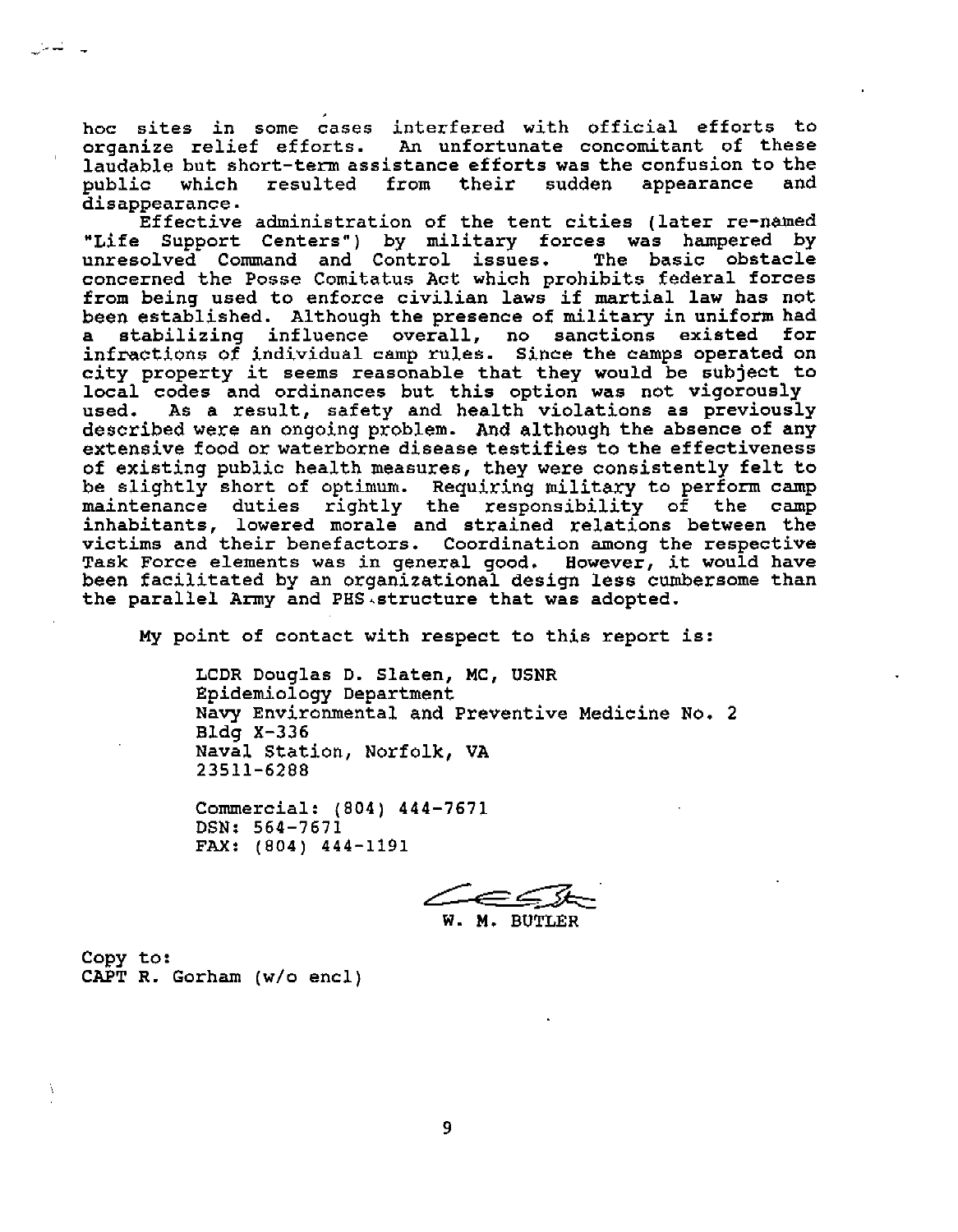hoc sites in some cases interfered with official efforts to organize relief efforts. An unfortunate concomitant of these laudable but short-term assistance efforts was the confusion to the public which resulted from their sudden appearance and disappearance.

Effective administration of the tent cities (later re-named "Life Support Centers") by military forces was hampered by unresolved Command and Control issues. The basic obstacle concerned the Posse Comitatus Act which prohibits federal forces from being used to enforce civilian laws if martial law has not been established. Although the presence of military in uniform had a stabilizing influence overall, no sanctions existed for infractions of individual camp rules. Since the camps operated on city property it seems reasonable that they would be subject to local codes and ordinances but this option was not vigorously used. As a result, safety and health violations as previously described were an ongoing problem. And although the absence of any extensive food or waterborne disease testifies to the effectiveness of existing public health measures, they were consistently felt to be slightly short of optimum. Requiring military to perform camp maintenance duties rightly the responsibility of the camp inhabitants, lowered morale and strained relations between the victims and their benefactors. Coordination among the respective Task Force elements was in general good. However, it would have been facilitated by an organizational design less cumbersome than the parallel Army and PHS structure that was adopted.

My point of contact with respect to this report is:

LCDR Douglas D. Slaten, MC, USNR
Epidemiology Department
Navy Environmental and Preventive Medicine No. 2
Bldg X-336
Naval Station, Norfolk, VA
23511-6288

Commercial: (804) 444-7671
DSN: 564-7671
FAX: (804) 444-1191

W. M. BUTLER

Copy to:
CAPT R. Gorham (w/o encl)